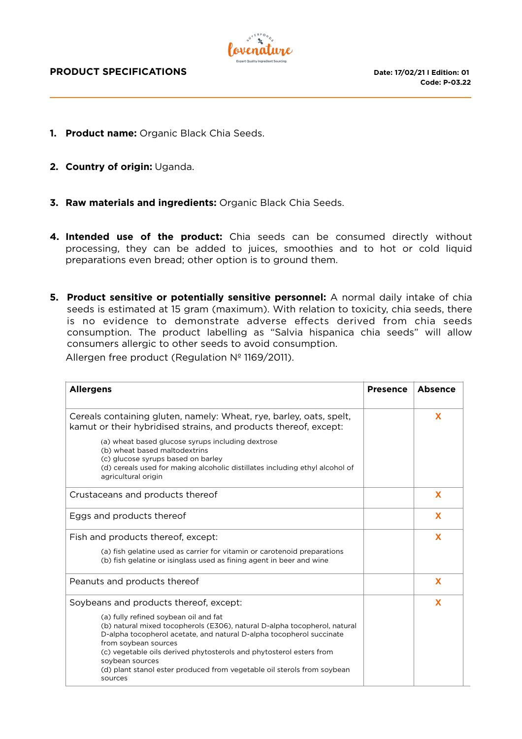**PRODUCT SPECIFICATIONS**

**Date: 17/02/21 I Edition: 01**
**Code: P-03.22**

1. **Product name:** Organic Black Chia Seeds.

2. **Country of origin:** Uganda.

3. **Raw materials and ingredients:** Organic Black Chia Seeds.

4. **Intended use of the product:** Chia seeds can be consumed directly without processing, they can be added to juices, smoothies and to hot or cold liquid preparations even bread; other option is to ground them.

5. **Product sensitive or potentially sensitive personnel:** A normal daily intake of chia seeds is estimated at 15 gram (maximum). With relation to toxicity, chia seeds, there is no evidence to demonstrate adverse effects derived from chia seeds consumption. The product labelling as "Salvia hispanica chia seeds" will allow consumers allergic to other seeds to avoid consumption.

   Allergen free product (Regulation Nº 1169/2011).

| Allergens | Presence | Absence |
|---|---|---|
| Cereals containing gluten, namely: Wheat, rye, barley, oats, spelt, kamut or their hybridised strains, and products thereof, except:<br>(a) wheat based glucose syrups including dextrose<br>(b) wheat based maltodextrins<br>(c) glucose syrups based on barley<br>(d) cereals used for making alcoholic distillates including ethyl alcohol of agricultural origin | | X |
| Crustaceans and products thereof | | X |
| Eggs and products thereof | | X |
| Fish and products thereof, except:<br>(a) fish gelatine used as carrier for vitamin or carotenoid preparations<br>(b) fish gelatine or isinglass used as fining agent in beer and wine | | X |
| Peanuts and products thereof | | X |
| Soybeans and products thereof, except:<br>(a) fully refined soybean oil and fat<br>(b) natural mixed tocopherols (E306), natural D-alpha tocopherol, natural D-alpha tocopherol acetate, and natural D-alpha tocopherol succinate from soybean sources<br>(c) vegetable oils derived phytosterols and phytosterol esters from soybean sources<br>(d) plant stanol ester produced from vegetable oil sterols from soybean sources | | X |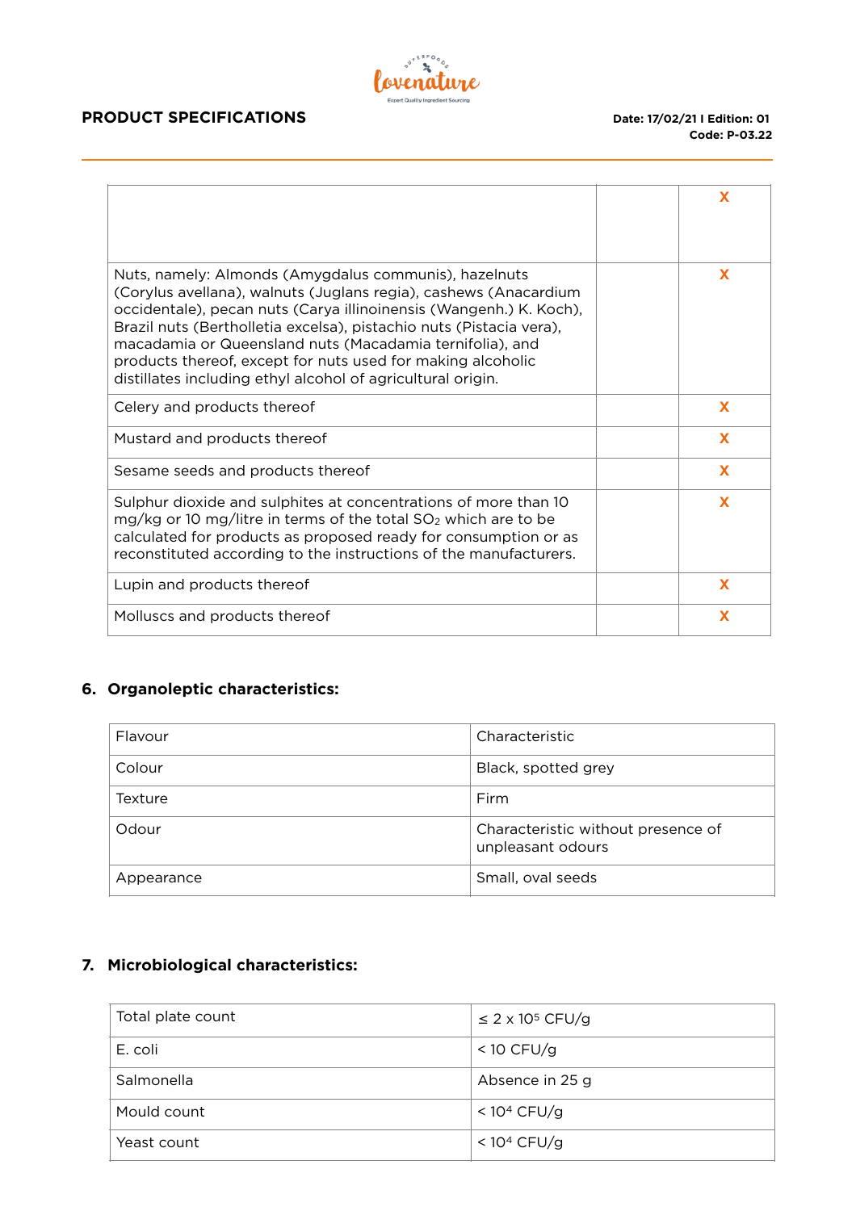| | | |
|---|---|---|
| | | X |
| Nuts, namely: Almonds (Amygdalus communis), hazelnuts (Corylus avellana), walnuts (Juglans regia), cashews (Anacardium occidentale), pecan nuts (Carya illinoinensis (Wangenh.) K. Koch), Brazil nuts (Bertholletia excelsa), pistachio nuts (Pistacia vera), macadamia or Queensland nuts (Macadamia ternifolia), and products thereof, except for nuts used for making alcoholic distillates including ethyl alcohol of agricultural origin. | | X |
| Celery and products thereof | | X |
| Mustard and products thereof | | X |
| Sesame seeds and products thereof | | X |
| Sulphur dioxide and sulphites at concentrations of more than 10 mg/kg or 10 mg/litre in terms of the total $SO_2$ which are to be calculated for products as proposed ready for consumption or as reconstituted according to the instructions of the manufacturers. | | X |
| Lupin and products thereof | | X |
| Molluscs and products thereof | | X |

## 6. Organoleptic characteristics:

| | |
|---|---|
| Flavour | Characteristic |
| Colour | Black, spotted grey |
| Texture | Firm |
| Odour | Characteristic without presence of unpleasant odours |
| Appearance | Small, oval seeds |

## 7. Microbiological characteristics:

| | |
|---|---|
| Total plate count | $\leq 2 \times 10^5$ CFU/g |
| E. coli | < 10 CFU/g |
| Salmonella | Absence in 25 g |
| Mould count | $< 10^4$ CFU/g |
| Yeast count | $< 10^4$ CFU/g |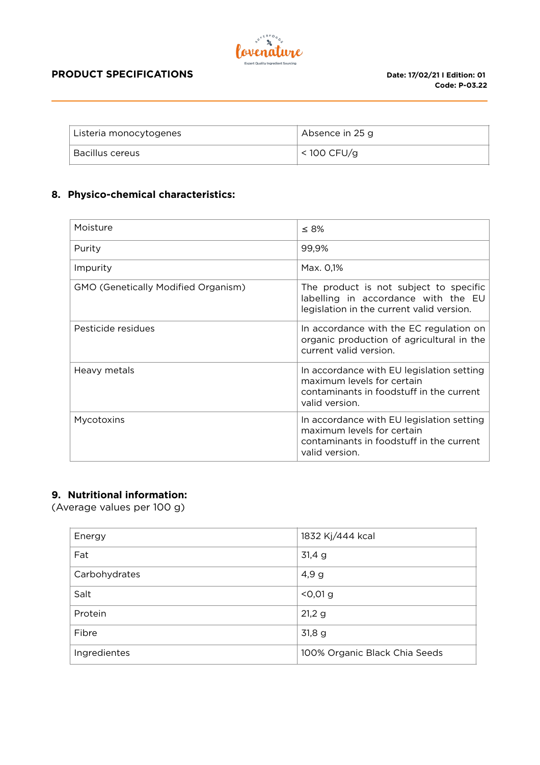| Listeria monocytogenes | Absence in 25 g |
|---|---|
| Bacillus cereus | < 100 CFU/g |

## 8. Physico-chemical characteristics:

| Moisture | ≤ 8% |
|---|---|
| Purity | 99,9% |
| Impurity | Max. 0,1% |
| GMO (Genetically Modified Organism) | The product is not subject to specific labelling in accordance with the EU legislation in the current valid version. |
| Pesticide residues | In accordance with the EC regulation on organic production of agricultural in the current valid version. |
| Heavy metals | In accordance with EU legislation setting maximum levels for certain contaminants in foodstuff in the current valid version. |
| Mycotoxins | In accordance with EU legislation setting maximum levels for certain contaminants in foodstuff in the current valid version. |

## 9. Nutritional information:

(Average values per 100 g)

| Energy | 1832 Kj/444 kcal |
|---|---|
| Fat | 31,4 g |
| Carbohydrates | 4,9 g |
| Salt | <0,01 g |
| Protein | 21,2 g |
| Fibre | 31,8 g |
| Ingredientes | 100% Organic Black Chia Seeds |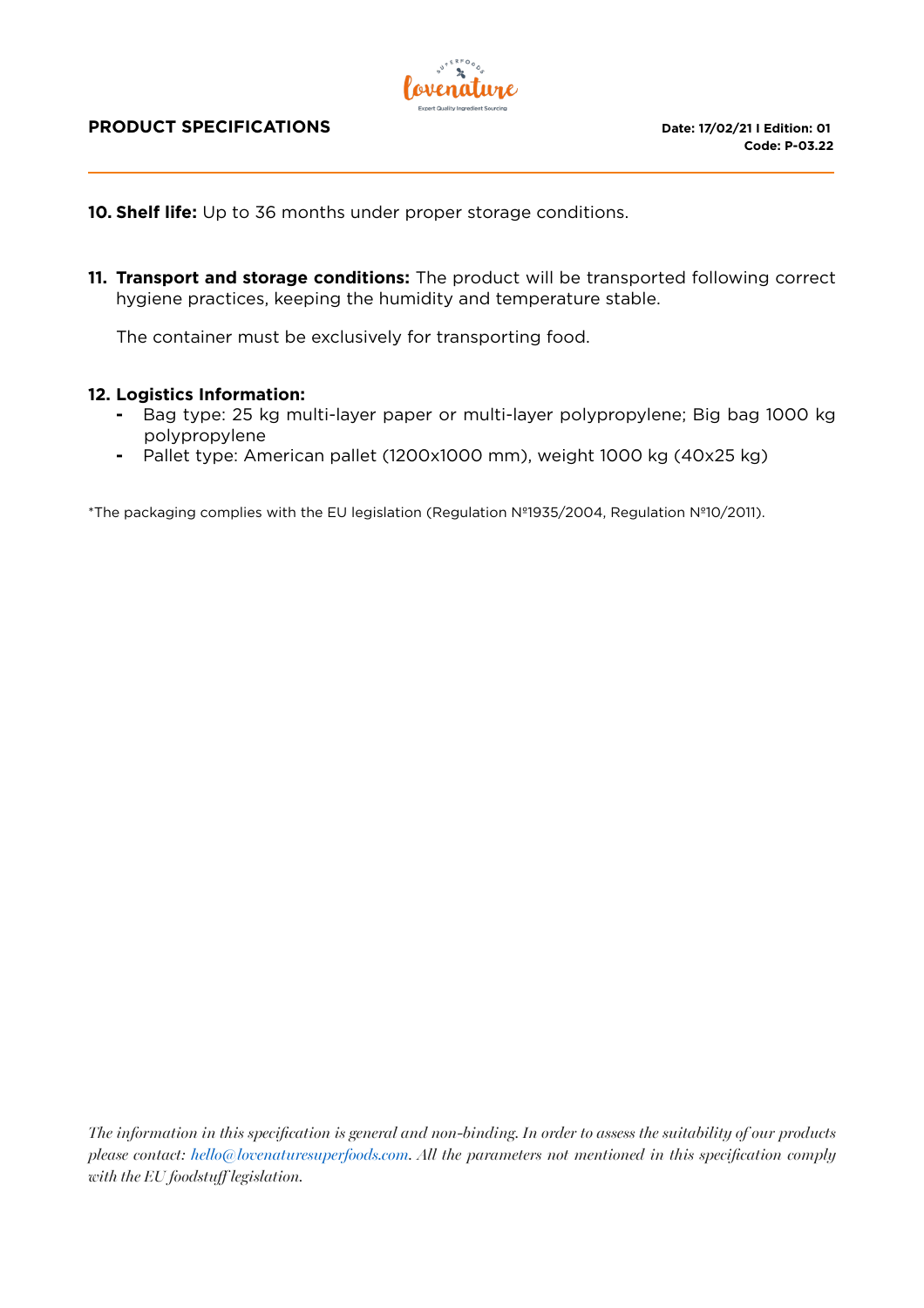**10. Shelf life:** Up to 36 months under proper storage conditions.

**11. Transport and storage conditions:** The product will be transported following correct hygiene practices, keeping the humidity and temperature stable.

The container must be exclusively for transporting food.

**12. Logistics Information:**

- Bag type: 25 kg multi-layer paper or multi-layer polypropylene; Big bag 1000 kg polypropylene
- Pallet type: American pallet (1200x1000 mm), weight 1000 kg (40x25 kg)

*The packaging complies with the EU legislation (Regulation Nº1935/2004, Regulation Nº10/2011).

*The information in this specification is general and non-binding. In order to assess the suitability of our products please contact: hello@lovenaturesuperfoods.com. All the parameters not mentioned in this specification comply with the EU foodstuff legislation.*